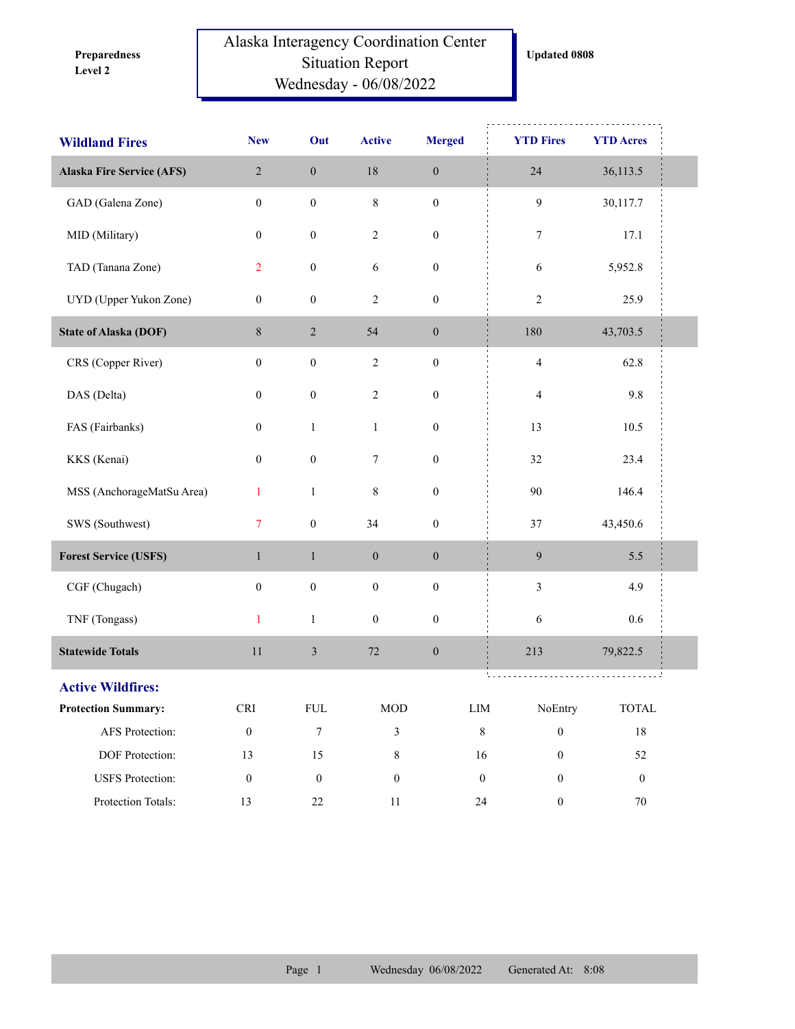Preparedness Level 2

# Alaska Interagency Coordination Center Situation Report Wednesday - 06/08/2022

Updated 0808

| Wildland Fires | New | Out | Active | Merged | YTD Fires | YTD Acres |
|---|---|---|---|---|---|---|
| **Alaska Fire Service (AFS)** | 2 | 0 | 18 | 0 | 24 | 36,113.5 |
| GAD (Galena Zone) | 0 | 0 | 8 | 0 | 9 | 30,117.7 |
| MID (Military) | 0 | 0 | 2 | 0 | 7 | 17.1 |
| TAD (Tanana Zone) | 2 | 0 | 6 | 0 | 6 | 5,952.8 |
| UYD (Upper Yukon Zone) | 0 | 0 | 2 | 0 | 2 | 25.9 |
| **State of Alaska (DOF)** | 8 | 2 | 54 | 0 | 180 | 43,703.5 |
| CRS (Copper River) | 0 | 0 | 2 | 0 | 4 | 62.8 |
| DAS (Delta) | 0 | 0 | 2 | 0 | 4 | 9.8 |
| FAS (Fairbanks) | 0 | 1 | 1 | 0 | 13 | 10.5 |
| KKS (Kenai) | 0 | 0 | 7 | 0 | 32 | 23.4 |
| MSS (AnchorageMatSu Area) | 1 | 1 | 8 | 0 | 90 | 146.4 |
| SWS (Southwest) | 7 | 0 | 34 | 0 | 37 | 43,450.6 |
| **Forest Service (USFS)** | 1 | 1 | 0 | 0 | 9 | 5.5 |
| CGF (Chugach) | 0 | 0 | 0 | 0 | 3 | 4.9 |
| TNF (Tongass) | 1 | 1 | 0 | 0 | 6 | 0.6 |
| **Statewide Totals** | 11 | 3 | 72 | 0 | 213 | 79,822.5 |

## Active Wildfires:

| Protection Summary: | CRI | FUL | MOD | LIM | NoEntry | TOTAL |
|---|---|---|---|---|---|---|
| AFS Protection: | 0 | 7 | 3 | 8 | 0 | 18 |
| DOF Protection: | 13 | 15 | 8 | 16 | 0 | 52 |
| USFS Protection: | 0 | 0 | 0 | 0 | 0 | 0 |
| Protection Totals: | 13 | 22 | 11 | 24 | 0 | 70 |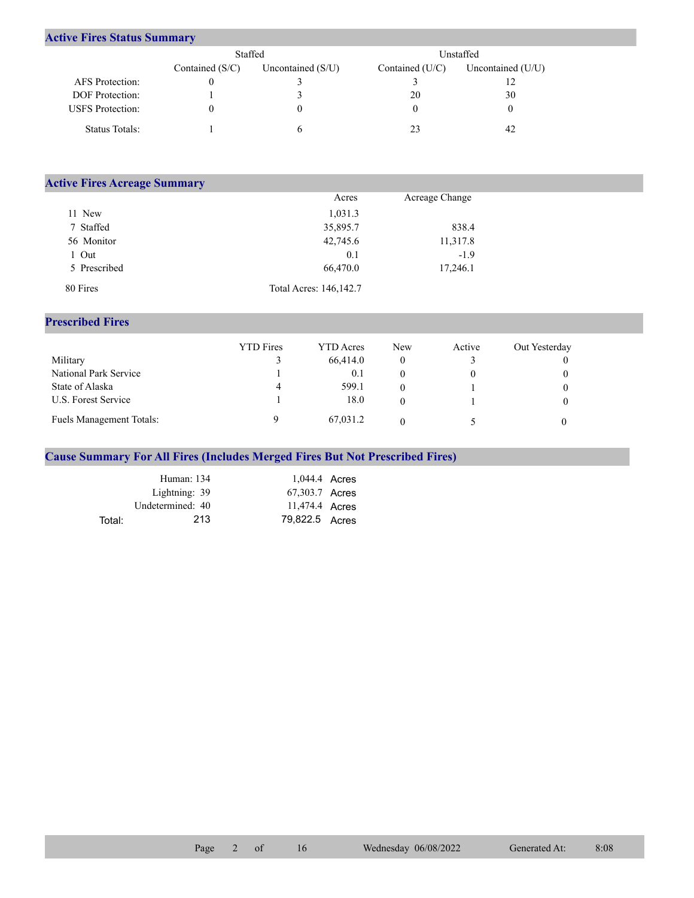## Active Fires Status Summary

| | Staffed | | Unstaffed | |
|---|---|---|---|---|
| | Contained (S/C) | Uncontained (S/U) | Contained (U/C) | Uncontained (U/U) |
| AFS Protection: | 0 | 3 | 3 | 12 |
| DOF Protection: | 1 | 3 | 20 | 30 |
| USFS Protection: | 0 | 0 | 0 | 0 |
| Status Totals: | 1 | 6 | 23 | 42 |

## Active Fires Acreage Summary

| | Acres | Acreage Change |
|---|---|---|
| 11 New | 1,031.3 | |
| 7 Staffed | 35,895.7 | 838.4 |
| 56 Monitor | 42,745.6 | 11,317.8 |
| 1 Out | 0.1 | -1.9 |
| 5 Prescribed | 66,470.0 | 17,246.1 |
| 80 Fires | Total Acres: 146,142.7 | |

## Prescribed Fires

| | YTD Fires | YTD Acres | New | Active | Out Yesterday |
|---|---|---|---|---|---|
| Military | 3 | 66,414.0 | 0 | 3 | 0 |
| National Park Service | 1 | 0.1 | 0 | 0 | 0 |
| State of Alaska | 4 | 599.1 | 0 | 1 | 0 |
| U.S. Forest Service | 1 | 18.0 | 0 | 1 | 0 |
| Fuels Management Totals: | 9 | 67,031.2 | 0 | 5 | 0 |

## Cause Summary For All Fires (Includes Merged Fires But Not Prescribed Fires)

| | | |
|---|---|---|
| Human: | 134 | 1,044.4 Acres |
| Lightning: | 39 | 67,303.7 Acres |
| Undetermined: | 40 | 11,474.4 Acres |
| Total: | 213 | 79,822.5 Acres |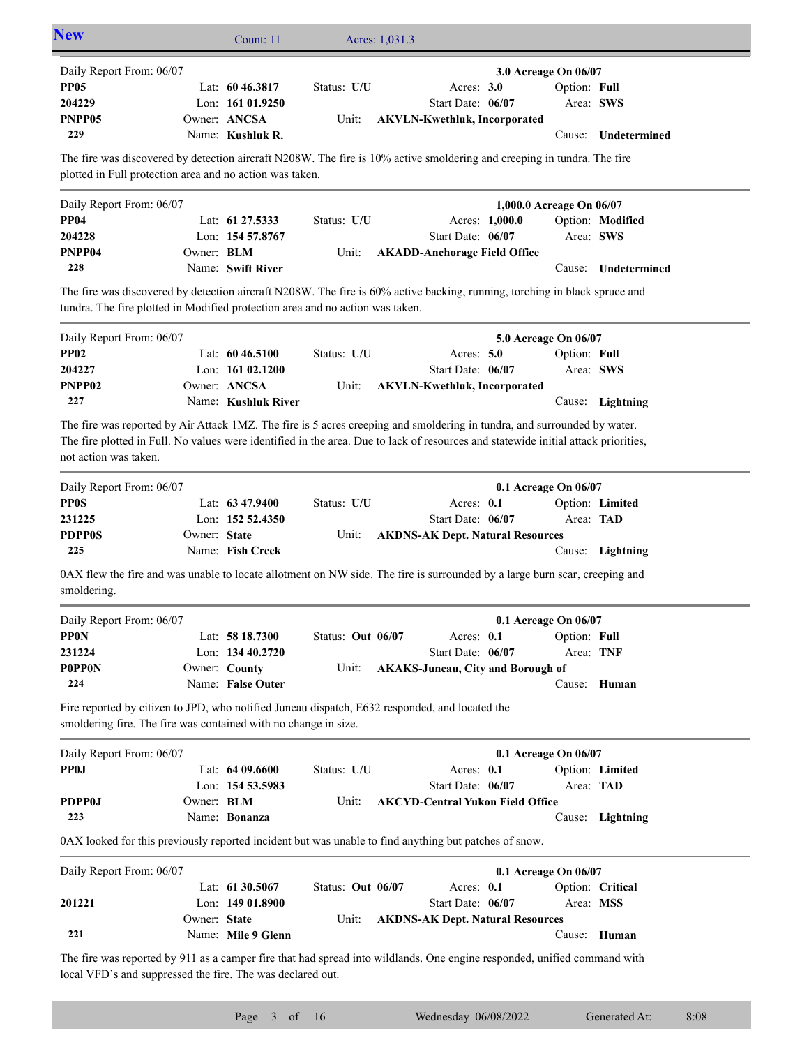## New

Count: 11 Acres: 1,031.3

---

Daily Report From: 06/07 — **3.0 Acreage On 06/07**

| | | | |
|---|---|---|---|
| **PP05** | Lat: **60 46.3817** | Status: **U/U** | Acres: **3.0** | 
| **204229** | Lon: **161 01.9250** | Start Date: **06/07** | Option: **Full** |
| **PNPP05** | Owner: **ANCSA** | Unit: **AKVLN-Kwethluk, Incorporated** | Area: **SWS** |
| **229** | Name: **Kushluk R.** | | Cause: **Undetermined** |

The fire was discovered by detection aircraft N208W. The fire is 10% active smoldering and creeping in tundra. The fire plotted in Full protection area and no action was taken.

---

Daily Report From: 06/07 — **1,000.0 Acreage On 06/07**

| | | | |
|---|---|---|---|
| **PP04** | Lat: **61 27.5333** | Status: **U/U** | Acres: **1,000.0** |
| **204228** | Lon: **154 57.8767** | Start Date: **06/07** | Option: **Modified** |
| **PNPP04** | Owner: **BLM** | Unit: **AKADD-Anchorage Field Office** | Area: **SWS** |
| **228** | Name: **Swift River** | | Cause: **Undetermined** |

The fire was discovered by detection aircraft N208W. The fire is 60% active backing, running, torching in black spruce and tundra. The fire plotted in Modified protection area and no action was taken.

---

Daily Report From: 06/07 — **5.0 Acreage On 06/07**

| | | | |
|---|---|---|---|
| **PP02** | Lat: **60 46.5100** | Status: **U/U** | Acres: **5.0** |
| **204227** | Lon: **161 02.1200** | Start Date: **06/07** | Option: **Full** |
| **PNPP02** | Owner: **ANCSA** | Unit: **AKVLN-Kwethluk, Incorporated** | Area: **SWS** |
| **227** | Name: **Kushluk River** | | Cause: **Lightning** |

The fire was reported by Air Attack 1MZ. The fire is 5 acres creeping and smoldering in tundra, and surrounded by water. The fire plotted in Full. No values were identified in the area. Due to lack of resources and statewide initial attack priorities, not action was taken.

---

Daily Report From: 06/07 — **0.1 Acreage On 06/07**

| | | | |
|---|---|---|---|
| **PP0S** | Lat: **63 47.9400** | Status: **U/U** | Acres: **0.1** |
| **231225** | Lon: **152 52.4350** | Start Date: **06/07** | Option: **Limited** |
| **PDPP0S** | Owner: **State** | Unit: **AKDNS-AK Dept. Natural Resources** | Area: **TAD** |
| **225** | Name: **Fish Creek** | | Cause: **Lightning** |

0AX flew the fire and was unable to locate allotment on NW side. The fire is surrounded by a large burn scar, creeping and smoldering.

---

Daily Report From: 06/07 — **0.1 Acreage On 06/07**

| | | | |
|---|---|---|---|
| **PP0N** | Lat: **58 18.7300** | Status: **Out 06/07** | Acres: **0.1** |
| **231224** | Lon: **134 40.2720** | Start Date: **06/07** | Option: **Full** |
| **P0PP0N** | Owner: **County** | Unit: **AKAKS-Juneau, City and Borough of** | Area: **TNF** |
| **224** | Name: **False Outer** | | Cause: **Human** |

Fire reported by citizen to JPD, who notified Juneau dispatch, E632 responded, and located the smoldering fire. The fire was contained with no change in size.

---

Daily Report From: 06/07 — **0.1 Acreage On 06/07**

| | | | |
|---|---|---|---|
| **PP0J** | Lat: **64 09.6600** | Status: **U/U** | Acres: **0.1** |
| | Lon: **154 53.5983** | Start Date: **06/07** | Option: **Limited** |
| **PDPP0J** | Owner: **BLM** | Unit: **AKCYD-Central Yukon Field Office** | Area: **TAD** |
| **223** | Name: **Bonanza** | | Cause: **Lightning** |

0AX looked for this previously reported incident but was unable to find anything but patches of snow.

---

Daily Report From: 06/07 — **0.1 Acreage On 06/07**

| | | | |
|---|---|---|---|
| | Lat: **61 30.5067** | Status: **Out 06/07** | Acres: **0.1** |
| **201221** | Lon: **149 01.8900** | Start Date: **06/07** | Option: **Critical** |
| | Owner: **State** | Unit: **AKDNS-AK Dept. Natural Resources** | Area: **MSS** |
| **221** | Name: **Mile 9 Glenn** | | Cause: **Human** |

The fire was reported by 911 as a camper fire that had spread into wildlands. One engine responded, unified command with local VFD`s and suppressed the fire. The was declared out.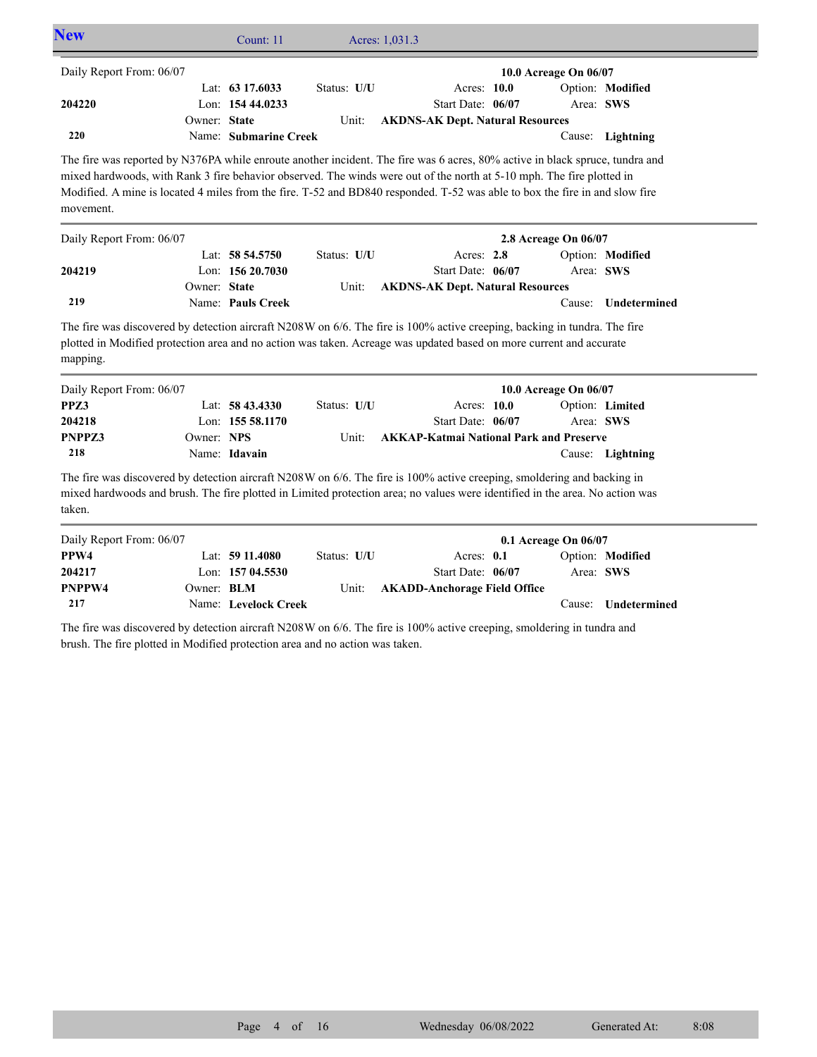## New

Count: 11 Acres: 1,031.3

---

Daily Report From: 06/07 — **10.0 Acreage On 06/07**

| | | | |
|---|---|---|---|
| | Lat: **63 17.6033** | Status: **U/U** | Acres: **10.0** | Option: **Modified** |
| **204220** | Lon: **154 44.0233** | | Start Date: **06/07** | Area: **SWS** |
| | Owner: **State** | Unit: **AKDNS-AK Dept. Natural Resources** | | |
| **220** | Name: **Submarine Creek** | | | Cause: **Lightning** |

The fire was reported by N376PA while enroute another incident. The fire was 6 acres, 80% active in black spruce, tundra and mixed hardwoods, with Rank 3 fire behavior observed. The winds were out of the north at 5-10 mph. The fire plotted in Modified. A mine is located 4 miles from the fire. T-52 and BD840 responded. T-52 was able to box the fire in and slow fire movement.

---

Daily Report From: 06/07 — **2.8 Acreage On 06/07**

| | | | | |
|---|---|---|---|---|
| | Lat: **58 54.5750** | Status: **U/U** | Acres: **2.8** | Option: **Modified** |
| **204219** | Lon: **156 20.7030** | | Start Date: **06/07** | Area: **SWS** |
| | Owner: **State** | Unit: **AKDNS-AK Dept. Natural Resources** | | |
| **219** | Name: **Pauls Creek** | | | Cause: **Undetermined** |

The fire was discovered by detection aircraft N208W on 6/6. The fire is 100% active creeping, backing in tundra. The fire plotted in Modified protection area and no action was taken. Acreage was updated based on more current and accurate mapping.

---

Daily Report From: 06/07 — **10.0 Acreage On 06/07**

| | | | | |
|---|---|---|---|---|
| **PPZ3** | Lat: **58 43.4330** | Status: **U/U** | Acres: **10.0** | Option: **Limited** |
| **204218** | Lon: **155 58.1170** | | Start Date: **06/07** | Area: **SWS** |
| **PNPPZ3** | Owner: **NPS** | Unit: **AKKAP-Katmai National Park and Preserve** | | |
| **218** | Name: **Idavain** | | | Cause: **Lightning** |

The fire was discovered by detection aircraft N208W on 6/6. The fire is 100% active creeping, smoldering and backing in mixed hardwoods and brush. The fire plotted in Limited protection area; no values were identified in the area. No action was taken.

---

Daily Report From: 06/07 — **0.1 Acreage On 06/07**

| | | | | |
|---|---|---|---|---|
| **PPW4** | Lat: **59 11.4080** | Status: **U/U** | Acres: **0.1** | Option: **Modified** |
| **204217** | Lon: **157 04.5530** | | Start Date: **06/07** | Area: **SWS** |
| **PNPPW4** | Owner: **BLM** | Unit: **AKADD-Anchorage Field Office** | | |
| **217** | Name: **Levelock Creek** | | | Cause: **Undetermined** |

The fire was discovered by detection aircraft N208W on 6/6. The fire is 100% active creeping, smoldering in tundra and brush. The fire plotted in Modified protection area and no action was taken.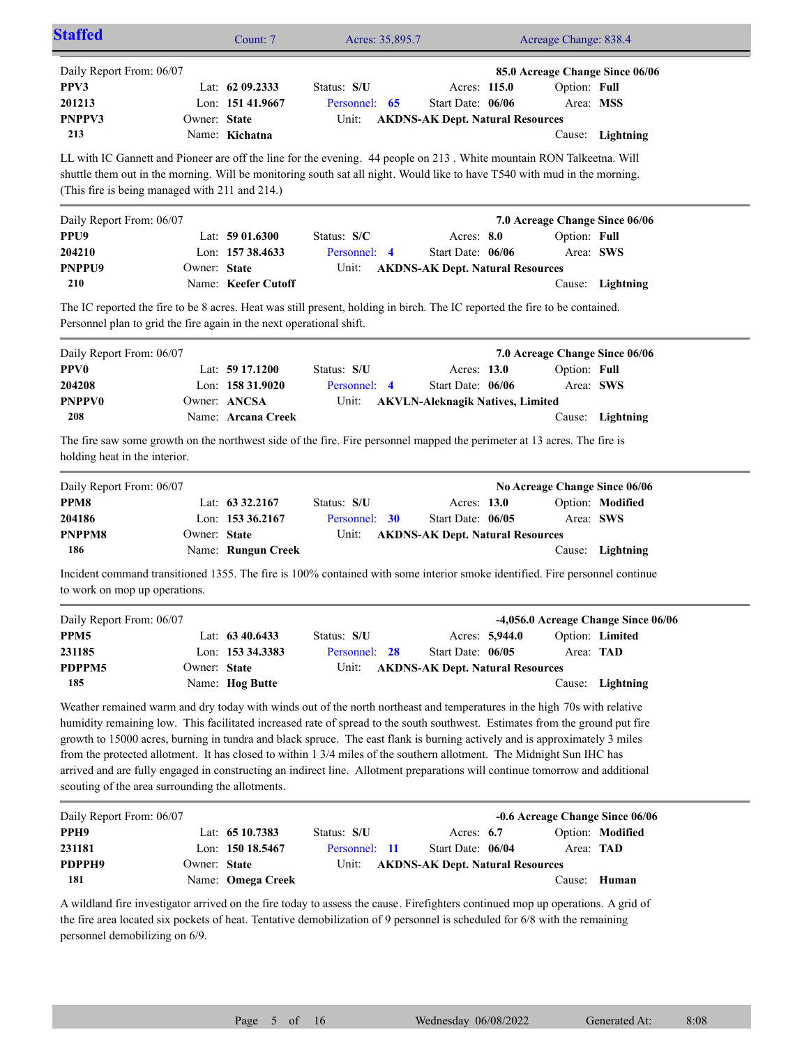## Staffed

Count: 7 | Acres: 35,895.7 | Acreage Change: 838.4

---

Daily Report From: 06/07 — **85.0 Acreage Change Since 06/06**

| | | | | |
|---|---|---|---|---|
| **PPV3** | Lat: **62 09.2333** | Status: **S/U** | Acres: **115.0** | Option: **Full** |
| **201213** | Lon: **151 41.9667** | Personnel: **65** | Start Date: **06/06** | Area: **MSS** |
| **PNPPV3** | Owner: **State** | Unit: **AKDNS-AK Dept. Natural Resources** | | |
| **213** | Name: **Kichatna** | | | Cause: **Lightning** |

LL with IC Gannett and Pioneer are off the line for the evening. 44 people on 213 . White mountain RON Talkeetna. Will shuttle them out in the morning. Will be monitoring south sat all night. Would like to have T540 with mud in the morning. (This fire is being managed with 211 and 214.)

---

Daily Report From: 06/07 — **7.0 Acreage Change Since 06/06**

| | | | | |
|---|---|---|---|---|
| **PPU9** | Lat: **59 01.6300** | Status: **S/C** | Acres: **8.0** | Option: **Full** |
| **204210** | Lon: **157 38.4633** | Personnel: **4** | Start Date: **06/06** | Area: **SWS** |
| **PNPPU9** | Owner: **State** | Unit: **AKDNS-AK Dept. Natural Resources** | | |
| **210** | Name: **Keefer Cutoff** | | | Cause: **Lightning** |

The IC reported the fire to be 8 acres. Heat was still present, holding in birch. The IC reported the fire to be contained. Personnel plan to grid the fire again in the next operational shift.

---

Daily Report From: 06/07 — **7.0 Acreage Change Since 06/06**

| | | | | |
|---|---|---|---|---|
| **PPV0** | Lat: **59 17.1200** | Status: **S/U** | Acres: **13.0** | Option: **Full** |
| **204208** | Lon: **158 31.9020** | Personnel: **4** | Start Date: **06/06** | Area: **SWS** |
| **PNPPV0** | Owner: **ANCSA** | Unit: **AKVLN-Aleknagik Natives, Limited** | | |
| **208** | Name: **Arcana Creek** | | | Cause: **Lightning** |

The fire saw some growth on the northwest side of the fire. Fire personnel mapped the perimeter at 13 acres. The fire is holding heat in the interior.

---

Daily Report From: 06/07 — **No Acreage Change Since 06/06**

| | | | | |
|---|---|---|---|---|
| **PPM8** | Lat: **63 32.2167** | Status: **S/U** | Acres: **13.0** | Option: **Modified** |
| **204186** | Lon: **153 36.2167** | Personnel: **30** | Start Date: **06/05** | Area: **SWS** |
| **PNPPM8** | Owner: **State** | Unit: **AKDNS-AK Dept. Natural Resources** | | |
| **186** | Name: **Rungun Creek** | | | Cause: **Lightning** |

Incident command transitioned 1355. The fire is 100% contained with some interior smoke identified. Fire personnel continue to work on mop up operations.

---

Daily Report From: 06/07 — **-4,056.0 Acreage Change Since 06/06**

| | | | | |
|---|---|---|---|---|
| **PPM5** | Lat: **63 40.6433** | Status: **S/U** | Acres: **5,944.0** | Option: **Limited** |
| **231185** | Lon: **153 34.3383** | Personnel: **28** | Start Date: **06/05** | Area: **TAD** |
| **PDPPM5** | Owner: **State** | Unit: **AKDNS-AK Dept. Natural Resources** | | |
| **185** | Name: **Hog Butte** | | | Cause: **Lightning** |

Weather remained warm and dry today with winds out of the north northeast and temperatures in the high 70s with relative humidity remaining low. This facilitated increased rate of spread to the south southwest. Estimates from the ground put fire growth to 15000 acres, burning in tundra and black spruce. The east flank is burning actively and is approximately 3 miles from the protected allotment. It has closed to within 1 3/4 miles of the southern allotment. The Midnight Sun IHC has arrived and are fully engaged in constructing an indirect line. Allotment preparations will continue tomorrow and additional scouting of the area surrounding the allotments.

---

Daily Report From: 06/07 — **-0.6 Acreage Change Since 06/06**

| | | | | |
|---|---|---|---|---|
| **PPH9** | Lat: **65 10.7383** | Status: **S/U** | Acres: **6.7** | Option: **Modified** |
| **231181** | Lon: **150 18.5467** | Personnel: **11** | Start Date: **06/04** | Area: **TAD** |
| **PDPPH9** | Owner: **State** | Unit: **AKDNS-AK Dept. Natural Resources** | | |
| **181** | Name: **Omega Creek** | | | Cause: **Human** |

A wildland fire investigator arrived on the fire today to assess the cause. Firefighters continued mop up operations. A grid of the fire area located six pockets of heat. Tentative demobilization of 9 personnel is scheduled for 6/8 with the remaining personnel demobilizing on 6/9.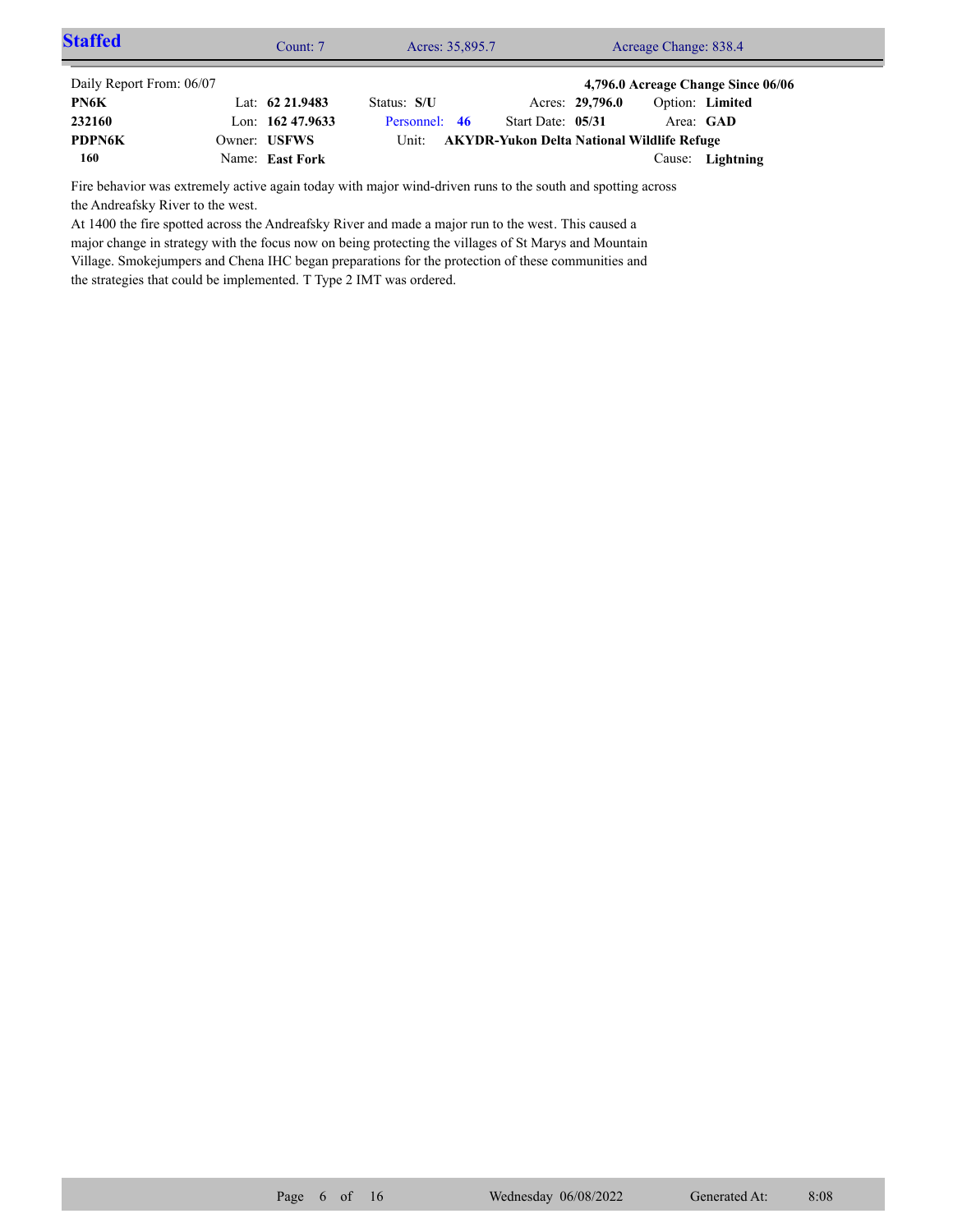## Staffed

Count: 7 | Acres: 35,895.7 | Acreage Change: 838.4

Daily Report From: 06/07 **4,796.0 Acreage Change Since 06/06**

| | | | | |
|---|---|---|---|---|
| **PN6K** | Lat: **62 21.9483** | Status: **S/U** | Acres: **29,796.0** | Option: **Limited** |
| **232160** | Lon: **162 47.9633** | Personnel: **46** | Start Date: **05/31** | Area: **GAD** |
| **PDPN6K** | Owner: **USFWS** | Unit: **AKYDR-Yukon Delta National Wildlife Refuge** | | |
| **160** | Name: **East Fork** | | | Cause: **Lightning** |

Fire behavior was extremely active again today with major wind-driven runs to the south and spotting across the Andreafsky River to the west.

At 1400 the fire spotted across the Andreafsky River and made a major run to the west. This caused a major change in strategy with the focus now on being protecting the villages of St Marys and Mountain Village. Smokejumpers and Chena IHC began preparations for the protection of these communities and the strategies that could be implemented. T Type 2 IMT was ordered.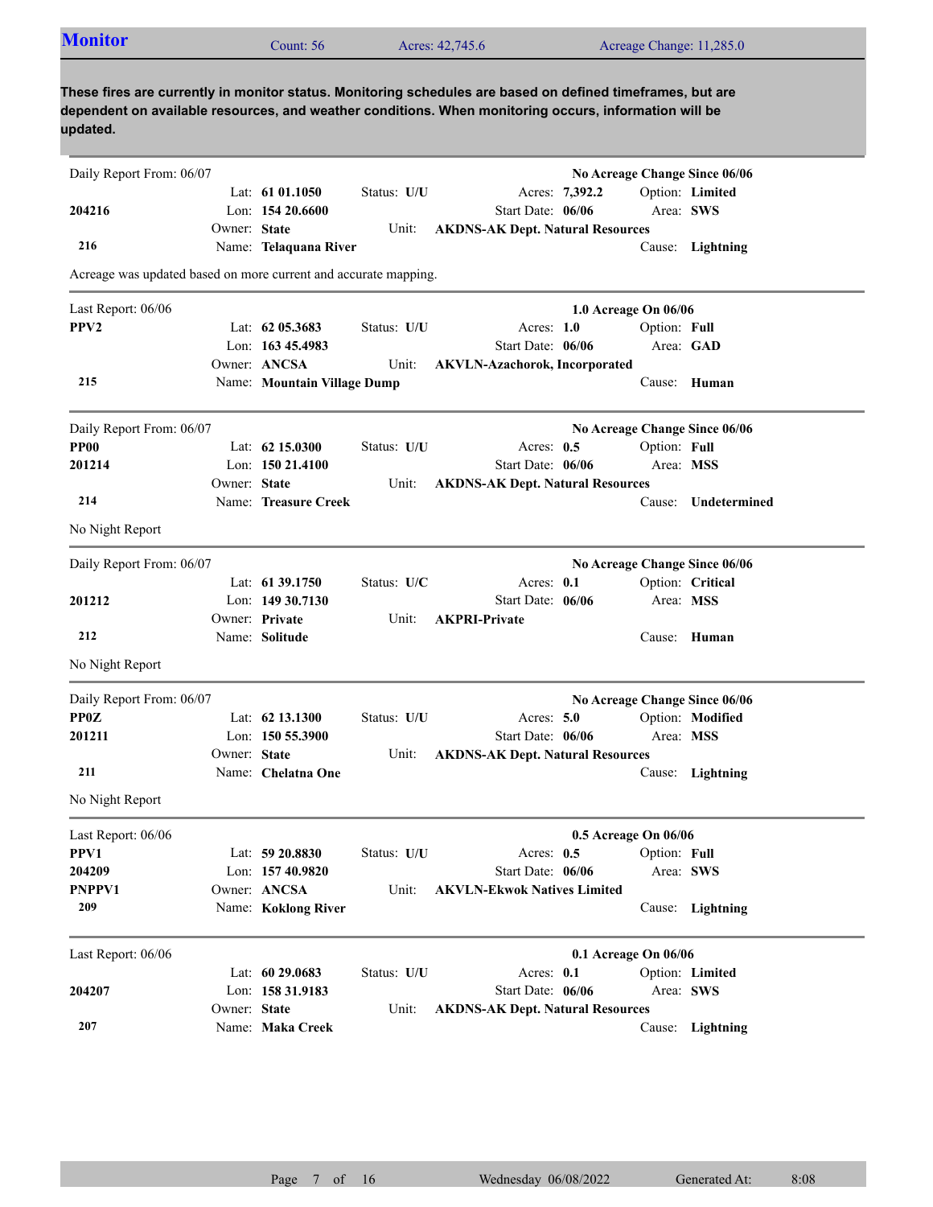## Monitor

Count: 56 | Acres: 42,745.6 | Acreage Change: 11,285.0

**These fires are currently in monitor status. Monitoring schedules are based on defined timeframes, but are dependent on available resources, and weather conditions. When monitoring occurs, information will be updated.**

---

Daily Report From: 06/07 — **No Acreage Change Since 06/06**

| | | | |
|---|---|---|---|
| **204216** | Lat: **61 01.1050** | Status: **U/U** | Acres: **7,392.2** | 
| **216** | Lon: **154 20.6600** | Option: **Limited** | Start Date: **06/06** |
| | Owner: **State** | Area: **SWS** | Unit: **AKDNS-AK Dept. Natural Resources** |
| | Name: **Telaquana River** | Cause: **Lightning** | |

Acreage was updated based on more current and accurate mapping.

---

Last Report: 06/06 — **1.0 Acreage On 06/06**

| | | | |
|---|---|---|---|
| **PPV2** | Lat: **62 05.3683** | Status: **U/U** | Acres: **1.0** |
| **215** | Lon: **163 45.4983** | Option: **Full** | Start Date: **06/06** |
| | Owner: **ANCSA** | Area: **GAD** | Unit: **AKVLN-Azachorok, Incorporated** |
| | Name: **Mountain Village Dump** | Cause: **Human** | |

---

Daily Report From: 06/07 — **No Acreage Change Since 06/06**

| | | | |
|---|---|---|---|
| **PP00** | Lat: **62 15.0300** | Status: **U/U** | Acres: **0.5** |
| **201214** | Lon: **150 21.4100** | Option: **Full** | Start Date: **06/06** |
| **214** | Owner: **State** | Area: **MSS** | Unit: **AKDNS-AK Dept. Natural Resources** |
| | Name: **Treasure Creek** | Cause: **Undetermined** | |

No Night Report

---

Daily Report From: 06/07 — **No Acreage Change Since 06/06**

| | | | |
|---|---|---|---|
| **201212** | Lat: **61 39.1750** | Status: **U/C** | Acres: **0.1** |
| **212** | Lon: **149 30.7130** | Option: **Critical** | Start Date: **06/06** |
| | Owner: **Private** | Area: **MSS** | Unit: **AKPRI-Private** |
| | Name: **Solitude** | Cause: **Human** | |

No Night Report

---

Daily Report From: 06/07 — **No Acreage Change Since 06/06**

| | | | |
|---|---|---|---|
| **PP0Z** | Lat: **62 13.1300** | Status: **U/U** | Acres: **5.0** |
| **201211** | Lon: **150 55.3900** | Option: **Modified** | Start Date: **06/06** |
| **211** | Owner: **State** | Area: **MSS** | Unit: **AKDNS-AK Dept. Natural Resources** |
| | Name: **Chelatna One** | Cause: **Lightning** | |

No Night Report

---

Last Report: 06/06 — **0.5 Acreage On 06/06**

| | | | |
|---|---|---|---|
| **PPV1** | Lat: **59 20.8830** | Status: **U/U** | Acres: **0.5** |
| **204209** | Lon: **157 40.9820** | Option: **Full** | Start Date: **06/06** |
| **PNPPV1** | Owner: **ANCSA** | Area: **SWS** | Unit: **AKVLN-Ekwok Natives Limited** |
| **209** | Name: **Koklong River** | Cause: **Lightning** | |

---

Last Report: 06/06 — **0.1 Acreage On 06/06**

| | | | |
|---|---|---|---|
| **204207** | Lat: **60 29.0683** | Status: **U/U** | Acres: **0.1** |
| **207** | Lon: **158 31.9183** | Option: **Limited** | Start Date: **06/06** |
| | Owner: **State** | Area: **SWS** | Unit: **AKDNS-AK Dept. Natural Resources** |
| | Name: **Maka Creek** | Cause: **Lightning** | |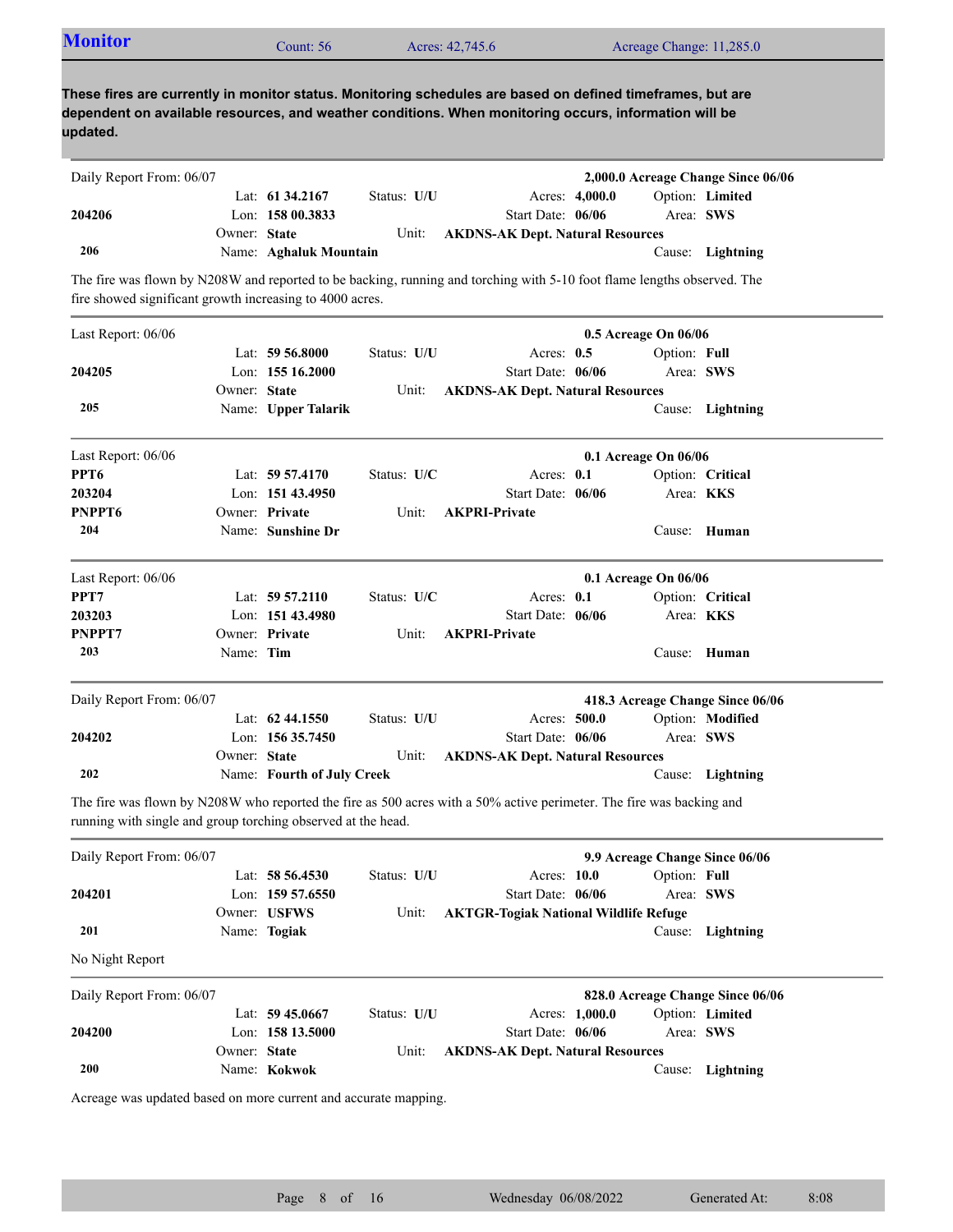## Monitor

Count: 56 | Acres: 42,745.6 | Acreage Change: 11,285.0

**These fires are currently in monitor status. Monitoring schedules are based on defined timeframes, but are dependent on available resources, and weather conditions. When monitoring occurs, information will be updated.**

---

Daily Report From: 06/07 — **2,000.0 Acreage Change Since 06/06**

| | | | |
|---|---|---|---|
| | Lat: **61 34.2167** | Status: **U/U** | Acres: **4,000.0** | Option: **Limited** |
| **204206** | Lon: **158 00.3833** | | Start Date: **06/06** | Area: **SWS** |
| | Owner: **State** | Unit: **AKDNS-AK Dept. Natural Resources** | | |
| **206** | Name: **Aghaluk Mountain** | | | Cause: **Lightning** |

The fire was flown by N208W and reported to be backing, running and torching with 5-10 foot flame lengths observed. The fire showed significant growth increasing to 4000 acres.

---

Last Report: 06/06 — **0.5 Acreage On 06/06**

| | | | | |
|---|---|---|---|---|
| | Lat: **59 56.8000** | Status: **U/U** | Acres: **0.5** | Option: **Full** |
| **204205** | Lon: **155 16.2000** | | Start Date: **06/06** | Area: **SWS** |
| | Owner: **State** | Unit: **AKDNS-AK Dept. Natural Resources** | | |
| **205** | Name: **Upper Talarik** | | | Cause: **Lightning** |

---

Last Report: 06/06 — **0.1 Acreage On 06/06**

| | | | | |
|---|---|---|---|---|
| **PPT6** | Lat: **59 57.4170** | Status: **U/C** | Acres: **0.1** | Option: **Critical** |
| **203204** | Lon: **151 43.4950** | | Start Date: **06/06** | Area: **KKS** |
| **PNPPT6** | Owner: **Private** | Unit: **AKPRI-Private** | | |
| **204** | Name: **Sunshine Dr** | | | Cause: **Human** |

---

Last Report: 06/06 — **0.1 Acreage On 06/06**

| | | | | |
|---|---|---|---|---|
| **PPT7** | Lat: **59 57.2110** | Status: **U/C** | Acres: **0.1** | Option: **Critical** |
| **203203** | Lon: **151 43.4980** | | Start Date: **06/06** | Area: **KKS** |
| **PNPPT7** | Owner: **Private** | Unit: **AKPRI-Private** | | |
| **203** | Name: **Tim** | | | Cause: **Human** |

---

Daily Report From: 06/07 — **418.3 Acreage Change Since 06/06**

| | | | | |
|---|---|---|---|---|
| | Lat: **62 44.1550** | Status: **U/U** | Acres: **500.0** | Option: **Modified** |
| **204202** | Lon: **156 35.7450** | | Start Date: **06/06** | Area: **SWS** |
| | Owner: **State** | Unit: **AKDNS-AK Dept. Natural Resources** | | |
| **202** | Name: **Fourth of July Creek** | | | Cause: **Lightning** |

The fire was flown by N208W who reported the fire as 500 acres with a 50% active perimeter. The fire was backing and running with single and group torching observed at the head.

---

Daily Report From: 06/07 — **9.9 Acreage Change Since 06/06**

| | | | | |
|---|---|---|---|---|
| | Lat: **58 56.4530** | Status: **U/U** | Acres: **10.0** | Option: **Full** |
| **204201** | Lon: **159 57.6550** | | Start Date: **06/06** | Area: **SWS** |
| | Owner: **USFWS** | Unit: **AKTGR-Togiak National Wildlife Refuge** | | |
| **201** | Name: **Togiak** | | | Cause: **Lightning** |

No Night Report

---

Daily Report From: 06/07 — **828.0 Acreage Change Since 06/06**

| | | | | |
|---|---|---|---|---|
| | Lat: **59 45.0667** | Status: **U/U** | Acres: **1,000.0** | Option: **Limited** |
| **204200** | Lon: **158 13.5000** | | Start Date: **06/06** | Area: **SWS** |
| | Owner: **State** | Unit: **AKDNS-AK Dept. Natural Resources** | | |
| **200** | Name: **Kokwok** | | | Cause: **Lightning** |

Acreage was updated based on more current and accurate mapping.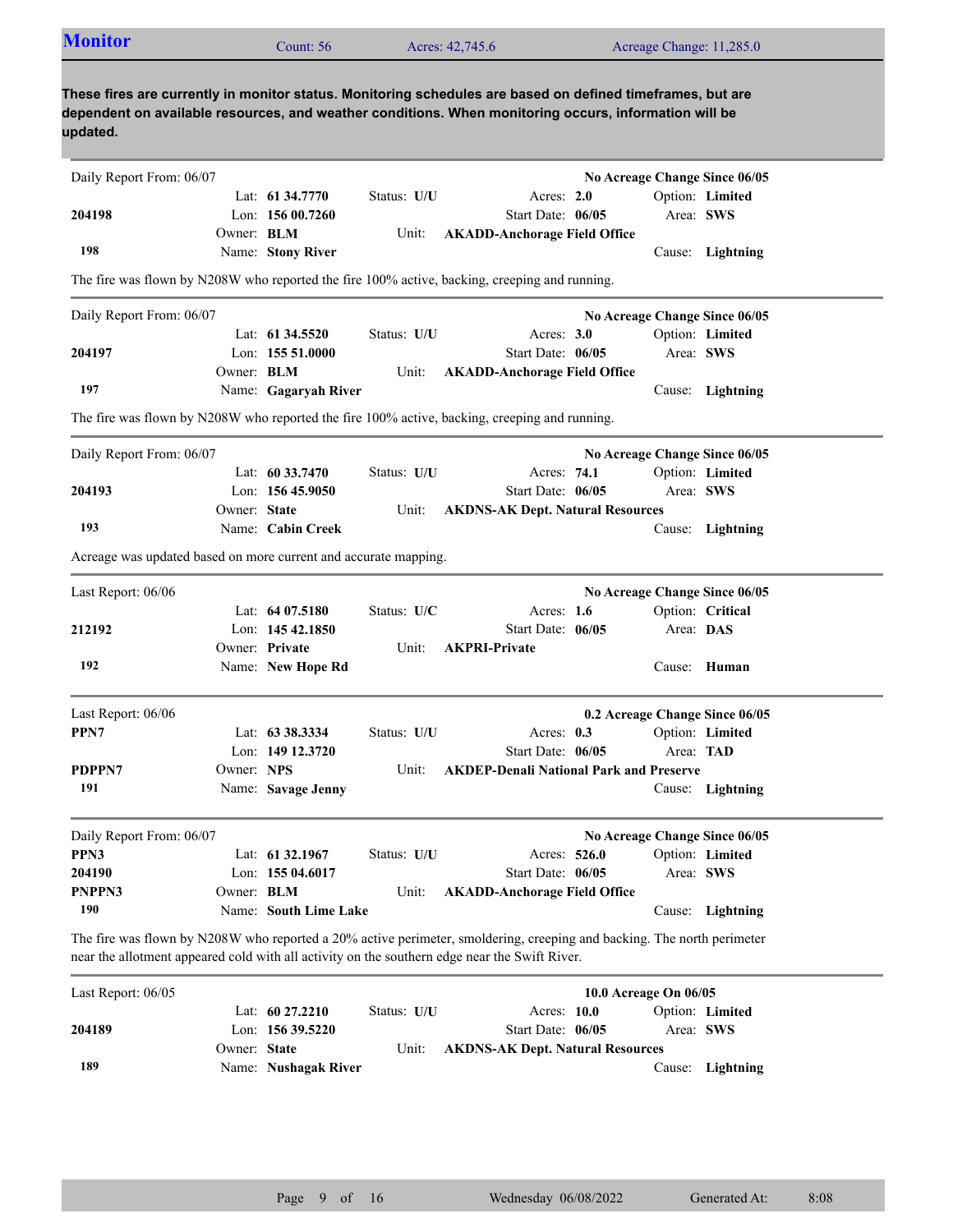## Monitor

Count: 56 | Acres: 42,745.6 | Acreage Change: 11,285.0

**These fires are currently in monitor status. Monitoring schedules are based on defined timeframes, but are dependent on available resources, and weather conditions. When monitoring occurs, information will be updated.**

---

Daily Report From: 06/07 — **No Acreage Change Since 06/05**

| | | | |
|---|---|---|---|
| **204198** | Lat: **61 34.7770** | Status: **U/U** | Acres: **2.0** | 
| **198** | Lon: **156 00.7260** | Start Date: **06/05** | Option: **Limited** |
| | Owner: **BLM** | Unit: **AKADD-Anchorage Field Office** | Area: **SWS** |
| | Name: **Stony River** | | Cause: **Lightning** |

The fire was flown by N208W who reported the fire 100% active, backing, creeping and running.

---

Daily Report From: 06/07 — **No Acreage Change Since 06/05**

| | | | |
|---|---|---|---|
| **204197** | Lat: **61 34.5520** | Status: **U/U** | Acres: **3.0** |
| **197** | Lon: **155 51.0000** | Start Date: **06/05** | Option: **Limited** |
| | Owner: **BLM** | Unit: **AKADD-Anchorage Field Office** | Area: **SWS** |
| | Name: **Gagaryah River** | | Cause: **Lightning** |

The fire was flown by N208W who reported the fire 100% active, backing, creeping and running.

---

Daily Report From: 06/07 — **No Acreage Change Since 06/05**

| | | | |
|---|---|---|---|
| **204193** | Lat: **60 33.7470** | Status: **U/U** | Acres: **74.1** |
| **193** | Lon: **156 45.9050** | Start Date: **06/05** | Option: **Limited** |
| | Owner: **State** | Unit: **AKDNS-AK Dept. Natural Resources** | Area: **SWS** |
| | Name: **Cabin Creek** | | Cause: **Lightning** |

Acreage was updated based on more current and accurate mapping.

---

Last Report: 06/06 — **No Acreage Change Since 06/05**

| | | | |
|---|---|---|---|
| **212192** | Lat: **64 07.5180** | Status: **U/C** | Acres: **1.6** |
| **192** | Lon: **145 42.1850** | Start Date: **06/05** | Option: **Critical** |
| | Owner: **Private** | Unit: **AKPRI-Private** | Area: **DAS** |
| | Name: **New Hope Rd** | | Cause: **Human** |

---

Last Report: 06/06 — **0.2 Acreage Change Since 06/05**

| | | | |
|---|---|---|---|
| **PPN7** | Lat: **63 38.3334** | Status: **U/U** | Acres: **0.3** |
| **PDPPN7** | Lon: **149 12.3720** | Start Date: **06/05** | Option: **Limited** |
| **191** | Owner: **NPS** | Unit: **AKDEP-Denali National Park and Preserve** | Area: **TAD** |
| | Name: **Savage Jenny** | | Cause: **Lightning** |

---

Daily Report From: 06/07 — **No Acreage Change Since 06/05**

| | | | |
|---|---|---|---|
| **PPN3** | Lat: **61 32.1967** | Status: **U/U** | Acres: **526.0** |
| **204190** | Lon: **155 04.6017** | Start Date: **06/05** | Option: **Limited** |
| **PNPPN3** | Owner: **BLM** | Unit: **AKADD-Anchorage Field Office** | Area: **SWS** |
| **190** | Name: **South Lime Lake** | | Cause: **Lightning** |

The fire was flown by N208W who reported a 20% active perimeter, smoldering, creeping and backing. The north perimeter near the allotment appeared cold with all activity on the southern edge near the Swift River.

---

Last Report: 06/05 — **10.0 Acreage On 06/05**

| | | | |
|---|---|---|---|
| **204189** | Lat: **60 27.2210** | Status: **U/U** | Acres: **10.0** |
| **189** | Lon: **156 39.5220** | Start Date: **06/05** | Option: **Limited** |
| | Owner: **State** | Unit: **AKDNS-AK Dept. Natural Resources** | Area: **SWS** |
| | Name: **Nushagak River** | | Cause: **Lightning** |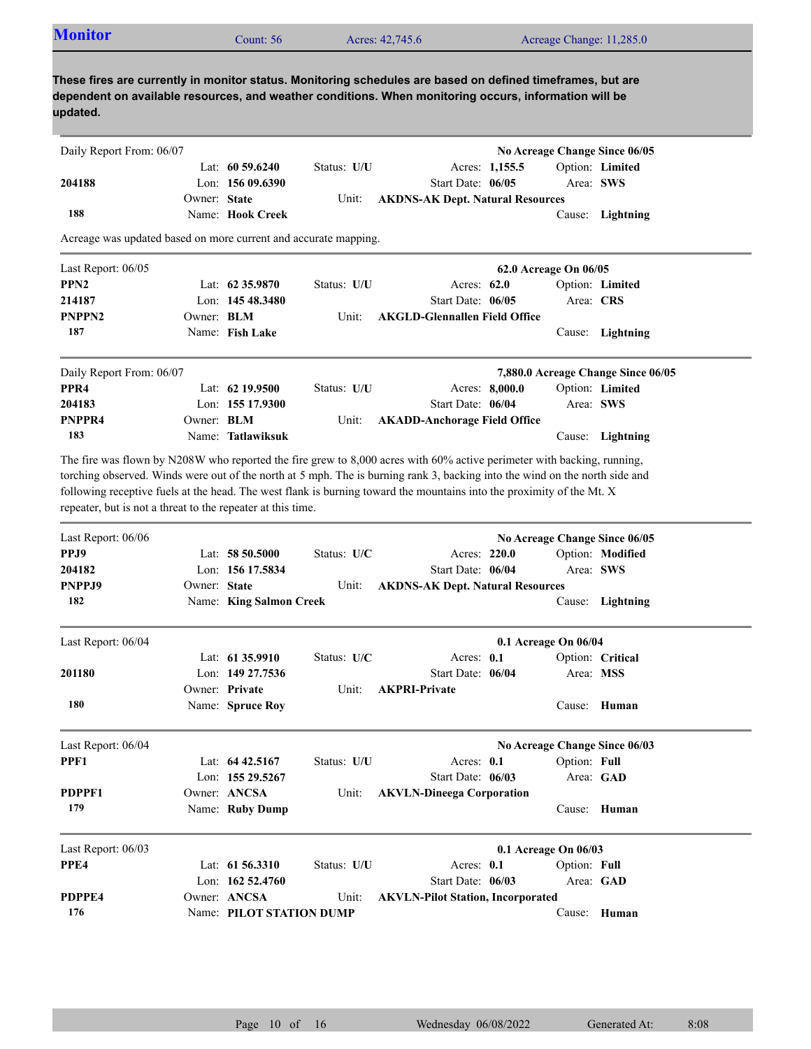## Monitor

Count: 56 | Acres: 42,745.6 | Acreage Change: 11,285.0

**These fires are currently in monitor status. Monitoring schedules are based on defined timeframes, but are dependent on available resources, and weather conditions. When monitoring occurs, information will be updated.**

---

Daily Report From: 06/07 — **No Acreage Change Since 06/05**

| | | | |
|---|---|---|---|
| | Lat: **60 59.6240** | Status: **U/U** | Acres: **1,155.5** | Option: **Limited** |
| **204188** | Lon: **156 09.6390** | | Start Date: **06/05** | Area: **SWS** |
| | Owner: **State** | Unit: **AKDNS-AK Dept. Natural Resources** | | |
| **188** | Name: **Hook Creek** | | | Cause: **Lightning** |

Acreage was updated based on more current and accurate mapping.

---

Last Report: 06/05 — **62.0 Acreage On 06/05**

| | | | | |
|---|---|---|---|---|
| **PPN2** | Lat: **62 35.9870** | Status: **U/U** | Acres: **62.0** | Option: **Limited** |
| **214187** | Lon: **145 48.3480** | | Start Date: **06/05** | Area: **CRS** |
| **PNPPN2** | Owner: **BLM** | Unit: **AKGLD-Glennallen Field Office** | | |
| **187** | Name: **Fish Lake** | | | Cause: **Lightning** |

---

Daily Report From: 06/07 — **7,880.0 Acreage Change Since 06/05**

| | | | | |
|---|---|---|---|---|
| **PPR4** | Lat: **62 19.9500** | Status: **U/U** | Acres: **8,000.0** | Option: **Limited** |
| **204183** | Lon: **155 17.9300** | | Start Date: **06/04** | Area: **SWS** |
| **PNPPR4** | Owner: **BLM** | Unit: **AKADD-Anchorage Field Office** | | |
| **183** | Name: **Tatlawiksuk** | | | Cause: **Lightning** |

The fire was flown by N208W who reported the fire grew to 8,000 acres with 60% active perimeter with backing, running, torching observed. Winds were out of the north at 5 mph. The is burning rank 3, backing into the wind on the north side and following receptive fuels at the head. The west flank is burning toward the mountains into the proximity of the Mt. X repeater, but is not a threat to the repeater at this time.

---

Last Report: 06/06 — **No Acreage Change Since 06/05**

| | | | | |
|---|---|---|---|---|
| **PPJ9** | Lat: **58 50.5000** | Status: **U/C** | Acres: **220.0** | Option: **Modified** |
| **204182** | Lon: **156 17.5834** | | Start Date: **06/04** | Area: **SWS** |
| **PNPPJ9** | Owner: **State** | Unit: **AKDNS-AK Dept. Natural Resources** | | |
| **182** | Name: **King Salmon Creek** | | | Cause: **Lightning** |

---

Last Report: 06/04 — **0.1 Acreage On 06/04**

| | | | | |
|---|---|---|---|---|
| | Lat: **61 35.9910** | Status: **U/C** | Acres: **0.1** | Option: **Critical** |
| **201180** | Lon: **149 27.7536** | | Start Date: **06/04** | Area: **MSS** |
| | Owner: **Private** | Unit: **AKPRI-Private** | | |
| **180** | Name: **Spruce Roy** | | | Cause: **Human** |

---

Last Report: 06/04 — **No Acreage Change Since 06/03**

| | | | | |
|---|---|---|---|---|
| **PPF1** | Lat: **64 42.5167** | Status: **U/U** | Acres: **0.1** | Option: **Full** |
| | Lon: **155 29.5267** | | Start Date: **06/03** | Area: **GAD** |
| **PDPPF1** | Owner: **ANCSA** | Unit: **AKVLN-Dineega Corporation** | | |
| **179** | Name: **Ruby Dump** | | | Cause: **Human** |

---

Last Report: 06/03 — **0.1 Acreage On 06/03**

| | | | | |
|---|---|---|---|---|
| **PPE4** | Lat: **61 56.3310** | Status: **U/U** | Acres: **0.1** | Option: **Full** |
| | Lon: **162 52.4760** | | Start Date: **06/03** | Area: **GAD** |
| **PDPPE4** | Owner: **ANCSA** | Unit: **AKVLN-Pilot Station, Incorporated** | | |
| **176** | Name: **PILOT STATION DUMP** | | | Cause: **Human** |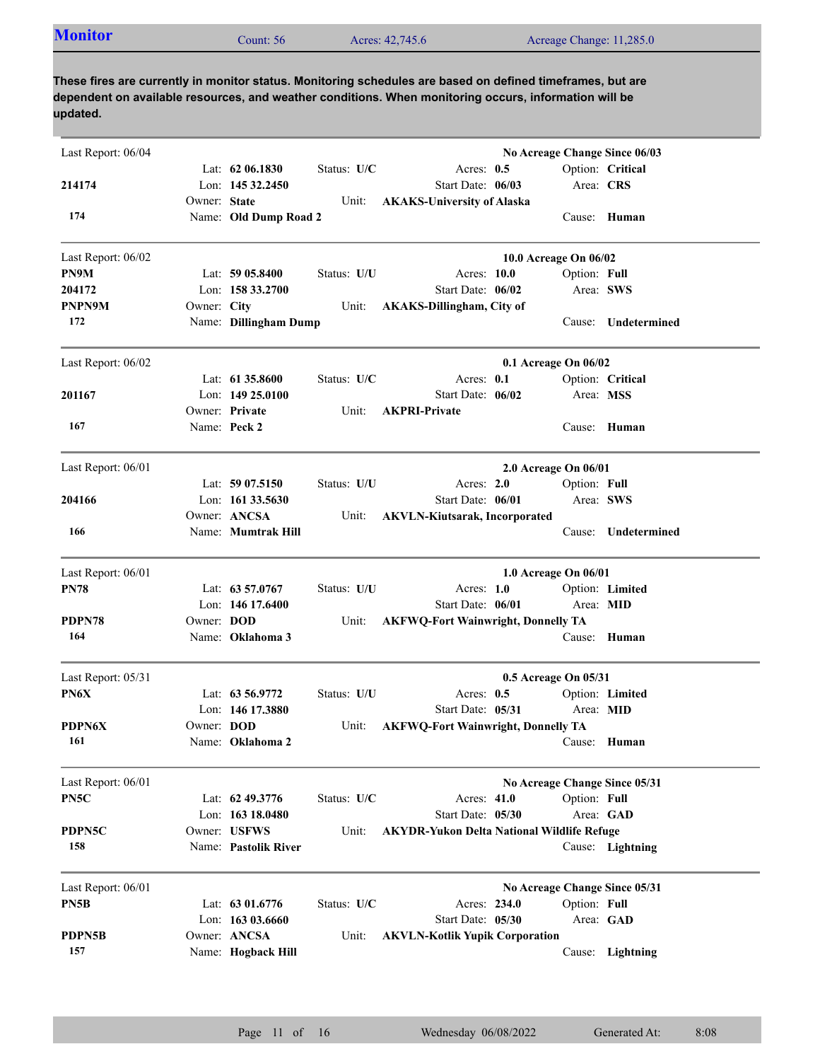## Monitor

Count: 56 | Acres: 42,745.6 | Acreage Change: 11,285.0

**These fires are currently in monitor status. Monitoring schedules are based on defined timeframes, but are dependent on available resources, and weather conditions. When monitoring occurs, information will be updated.**

---

Last Report: 06/04 — **No Acreage Change Since 06/03**

**214174**
**174**

Lat: **62 06.1830** | Status: **U/C** | Acres: **0.5** | Option: **Critical**
Lon: **145 32.2450** | Start Date: **06/03** | Area: **CRS**
Owner: **State** | Unit: **AKAKS-University of Alaska**
Name: **Old Dump Road 2** | Cause: **Human**

---

Last Report: 06/02 — **10.0 Acreage On 06/02**

**PN9M**
**204172**
**PNPN9M**
**172**

Lat: **59 05.8400** | Status: **U/U** | Acres: **10.0** | Option: **Full**
Lon: **158 33.2700** | Start Date: **06/02** | Area: **SWS**
Owner: **City** | Unit: **AKAKS-Dillingham, City of**
Name: **Dillingham Dump** | Cause: **Undetermined**

---

Last Report: 06/02 — **0.1 Acreage On 06/02**

**201167**
**167**

Lat: **61 35.8600** | Status: **U/C** | Acres: **0.1** | Option: **Critical**
Lon: **149 25.0100** | Start Date: **06/02** | Area: **MSS**
Owner: **Private** | Unit: **AKPRI-Private**
Name: **Peck 2** | Cause: **Human**

---

Last Report: 06/01 — **2.0 Acreage On 06/01**

**204166**
**166**

Lat: **59 07.5150** | Status: **U/U** | Acres: **2.0** | Option: **Full**
Lon: **161 33.5630** | Start Date: **06/01** | Area: **SWS**
Owner: **ANCSA** | Unit: **AKVLN-Kiutsarak, Incorporated**
Name: **Mumtrak Hill** | Cause: **Undetermined**

---

Last Report: 06/01 — **1.0 Acreage On 06/01**

**PN78**
**PDPN78**
**164**

Lat: **63 57.0767** | Status: **U/U** | Acres: **1.0** | Option: **Limited**
Lon: **146 17.6400** | Start Date: **06/01** | Area: **MID**
Owner: **DOD** | Unit: **AKFWQ-Fort Wainwright, Donnelly TA**
Name: **Oklahoma 3** | Cause: **Human**

---

Last Report: 05/31 — **0.5 Acreage On 05/31**

**PN6X**
**PDPN6X**
**161**

Lat: **63 56.9772** | Status: **U/U** | Acres: **0.5** | Option: **Limited**
Lon: **146 17.3880** | Start Date: **05/31** | Area: **MID**
Owner: **DOD** | Unit: **AKFWQ-Fort Wainwright, Donnelly TA**
Name: **Oklahoma 2** | Cause: **Human**

---

Last Report: 06/01 — **No Acreage Change Since 05/31**

**PN5C**
**PDPN5C**
**158**

Lat: **62 49.3776** | Status: **U/C** | Acres: **41.0** | Option: **Full**
Lon: **163 18.0480** | Start Date: **05/30** | Area: **GAD**
Owner: **USFWS** | Unit: **AKYDR-Yukon Delta National Wildlife Refuge**
Name: **Pastolik River** | Cause: **Lightning**

---

Last Report: 06/01 — **No Acreage Change Since 05/31**

**PN5B**
**PDPN5B**
**157**

Lat: **63 01.6776** | Status: **U/C** | Acres: **234.0** | Option: **Full**
Lon: **163 03.6660** | Start Date: **05/30** | Area: **GAD**
Owner: **ANCSA** | Unit: **AKVLN-Kotlik Yupik Corporation**
Name: **Hogback Hill** | Cause: **Lightning**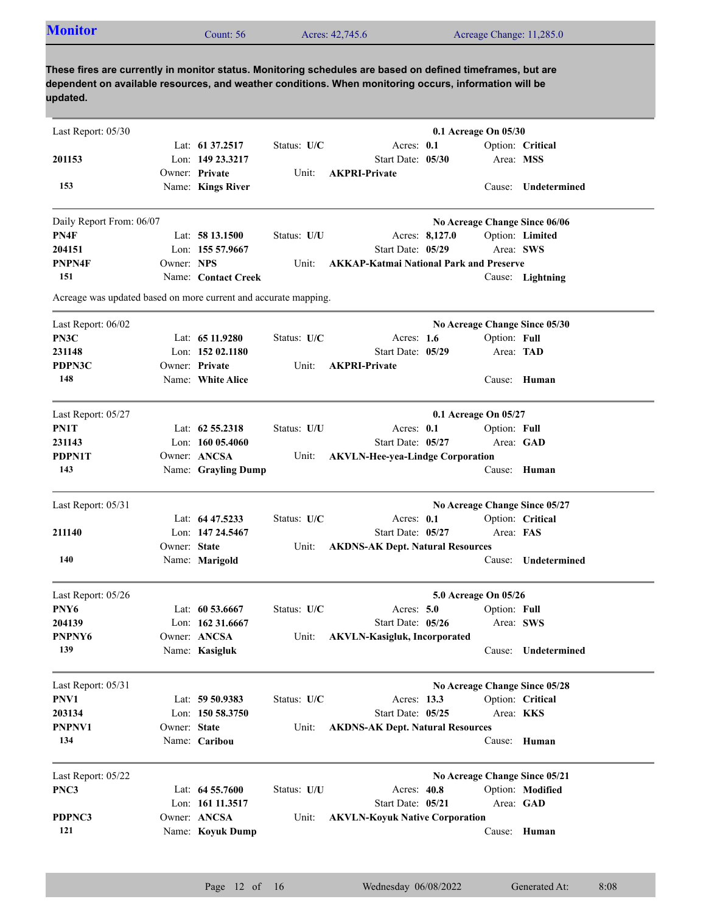## Monitor

Count: 56 | Acres: 42,745.6 | Acreage Change: 11,285.0

**These fires are currently in monitor status. Monitoring schedules are based on defined timeframes, but are dependent on available resources, and weather conditions. When monitoring occurs, information will be updated.**

---

Last Report: 05/30 — **0.1 Acreage On 05/30**

| | | | |
|---|---|---|---|
| | Lat: **61 37.2517** | Status: **U/C** | Acres: **0.1** | Option: **Critical**
| **201153** | Lon: **149 23.3217** | | Start Date: **05/30** | Area: **MSS**
| | Owner: **Private** | Unit: **AKPRI-Private** | |
| **153** | Name: **Kings River** | | | Cause: **Undetermined**

---

Daily Report From: 06/07 — **No Acreage Change Since 06/06**

| | | | | |
|---|---|---|---|---|
| **PN4F** | Lat: **58 13.1500** | Status: **U/U** | Acres: **8,127.0** | Option: **Limited** |
| **204151** | Lon: **155 57.9667** | | Start Date: **05/29** | Area: **SWS** |
| **PNPN4F** | Owner: **NPS** | Unit: **AKKAP-Katmai National Park and Preserve** | | |
| **151** | Name: **Contact Creek** | | | Cause: **Lightning** |

Acreage was updated based on more current and accurate mapping.

---

Last Report: 06/02 — **No Acreage Change Since 05/30**

| | | | | |
|---|---|---|---|---|
| **PN3C** | Lat: **65 11.9280** | Status: **U/C** | Acres: **1.6** | Option: **Full** |
| **231148** | Lon: **152 02.1180** | | Start Date: **05/29** | Area: **TAD** |
| **PDPN3C** | Owner: **Private** | Unit: **AKPRI-Private** | | |
| **148** | Name: **White Alice** | | | Cause: **Human** |

---

Last Report: 05/27 — **0.1 Acreage On 05/27**

| | | | | |
|---|---|---|---|---|
| **PN1T** | Lat: **62 55.2318** | Status: **U/U** | Acres: **0.1** | Option: **Full** |
| **231143** | Lon: **160 05.4060** | | Start Date: **05/27** | Area: **GAD** |
| **PDPN1T** | Owner: **ANCSA** | Unit: **AKVLN-Hee-yea-Lindge Corporation** | | |
| **143** | Name: **Grayling Dump** | | | Cause: **Human** |

---

Last Report: 05/31 — **No Acreage Change Since 05/27**

| | | | | |
|---|---|---|---|---|
| | Lat: **64 47.5233** | Status: **U/C** | Acres: **0.1** | Option: **Critical** |
| **211140** | Lon: **147 24.5467** | | Start Date: **05/27** | Area: **FAS** |
| | Owner: **State** | Unit: **AKDNS-AK Dept. Natural Resources** | | |
| **140** | Name: **Marigold** | | | Cause: **Undetermined** |

---

Last Report: 05/26 — **5.0 Acreage On 05/26**

| | | | | |
|---|---|---|---|---|
| **PNY6** | Lat: **60 53.6667** | Status: **U/C** | Acres: **5.0** | Option: **Full** |
| **204139** | Lon: **162 31.6667** | | Start Date: **05/26** | Area: **SWS** |
| **PNPNY6** | Owner: **ANCSA** | Unit: **AKVLN-Kasigluk, Incorporated** | | |
| **139** | Name: **Kasigluk** | | | Cause: **Undetermined** |

---

Last Report: 05/31 — **No Acreage Change Since 05/28**

| | | | | |
|---|---|---|---|---|
| **PNV1** | Lat: **59 50.9383** | Status: **U/C** | Acres: **13.3** | Option: **Critical** |
| **203134** | Lon: **150 58.3750** | | Start Date: **05/25** | Area: **KKS** |
| **PNPNV1** | Owner: **State** | Unit: **AKDNS-AK Dept. Natural Resources** | | |
| **134** | Name: **Caribou** | | | Cause: **Human** |

---

Last Report: 05/22 — **No Acreage Change Since 05/21**

| | | | | |
|---|---|---|---|---|
| **PNC3** | Lat: **64 55.7600** | Status: **U/U** | Acres: **40.8** | Option: **Modified** |
| | Lon: **161 11.3517** | | Start Date: **05/21** | Area: **GAD** |
| **PDPNC3** | Owner: **ANCSA** | Unit: **AKVLN-Koyuk Native Corporation** | | |
| **121** | Name: **Koyuk Dump** | | | Cause: **Human** |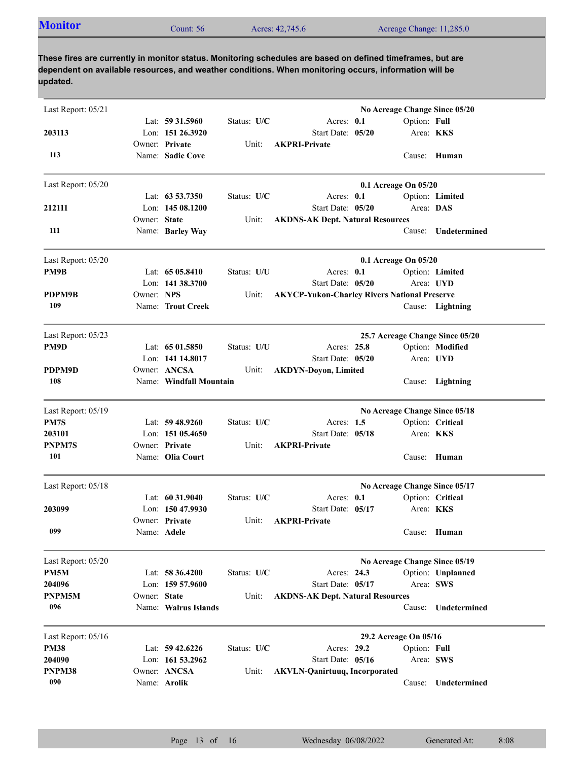## Monitor

Count: 56 | Acres: 42,745.6 | Acreage Change: 11,285.0

**These fires are currently in monitor status. Monitoring schedules are based on defined timeframes, but are dependent on available resources, and weather conditions. When monitoring occurs, information will be updated.**

---

Last Report: 05/21 — **No Acreage Change Since 05/20**

| | | | | |
|---|---|---|---|---|
| | Lat: **59 31.5960** | Status: **U/C** | Acres: **0.1** | Option: **Full** |
| **203113** | Lon: **151 26.3920** | | Start Date: **05/20** | Area: **KKS** |
| | Owner: **Private** | Unit: **AKPRI-Private** | | |
| **113** | Name: **Sadie Cove** | | | Cause: **Human** |

---

Last Report: 05/20 — **0.1 Acreage On 05/20**

| | | | | |
|---|---|---|---|---|
| | Lat: **63 53.7350** | Status: **U/C** | Acres: **0.1** | Option: **Limited** |
| **212111** | Lon: **145 08.1200** | | Start Date: **05/20** | Area: **DAS** |
| | Owner: **State** | Unit: **AKDNS-AK Dept. Natural Resources** | | |
| **111** | Name: **Barley Way** | | | Cause: **Undetermined** |

---

Last Report: 05/20 — **0.1 Acreage On 05/20**

| | | | | |
|---|---|---|---|---|
| **PM9B** | Lat: **65 05.8410** | Status: **U/U** | Acres: **0.1** | Option: **Limited** |
| | Lon: **141 38.3700** | | Start Date: **05/20** | Area: **UYD** |
| **PDPM9B** | Owner: **NPS** | Unit: **AKYCP-Yukon-Charley Rivers National Preserve** | | |
| **109** | Name: **Trout Creek** | | | Cause: **Lightning** |

---

Last Report: 05/23 — **25.7 Acreage Change Since 05/20**

| | | | | |
|---|---|---|---|---|
| **PM9D** | Lat: **65 01.5850** | Status: **U/U** | Acres: **25.8** | Option: **Modified** |
| | Lon: **141 14.8017** | | Start Date: **05/20** | Area: **UYD** |
| **PDPM9D** | Owner: **ANCSA** | Unit: **AKDYN-Doyon, Limited** | | |
| **108** | Name: **Windfall Mountain** | | | Cause: **Lightning** |

---

Last Report: 05/19 — **No Acreage Change Since 05/18**

| | | | | |
|---|---|---|---|---|
| **PM7S** | Lat: **59 48.9260** | Status: **U/C** | Acres: **1.5** | Option: **Critical** |
| **203101** | Lon: **151 05.4650** | | Start Date: **05/18** | Area: **KKS** |
| **PNPM7S** | Owner: **Private** | Unit: **AKPRI-Private** | | |
| **101** | Name: **Olia Court** | | | Cause: **Human** |

---

Last Report: 05/18 — **No Acreage Change Since 05/17**

| | | | | |
|---|---|---|---|---|
| | Lat: **60 31.9040** | Status: **U/C** | Acres: **0.1** | Option: **Critical** |
| **203099** | Lon: **150 47.9930** | | Start Date: **05/17** | Area: **KKS** |
| | Owner: **Private** | Unit: **AKPRI-Private** | | |
| **099** | Name: **Adele** | | | Cause: **Human** |

---

Last Report: 05/20 — **No Acreage Change Since 05/19**

| | | | | |
|---|---|---|---|---|
| **PM5M** | Lat: **58 36.4200** | Status: **U/C** | Acres: **24.3** | Option: **Unplanned** |
| **204096** | Lon: **159 57.9600** | | Start Date: **05/17** | Area: **SWS** |
| **PNPM5M** | Owner: **State** | Unit: **AKDNS-AK Dept. Natural Resources** | | |
| **096** | Name: **Walrus Islands** | | | Cause: **Undetermined** |

---

Last Report: 05/16 — **29.2 Acreage On 05/16**

| | | | | |
|---|---|---|---|---|
| **PM38** | Lat: **59 42.6226** | Status: **U/C** | Acres: **29.2** | Option: **Full** |
| **204090** | Lon: **161 53.2962** | | Start Date: **05/16** | Area: **SWS** |
| **PNPM38** | Owner: **ANCSA** | Unit: **AKVLN-Qanirtuuq, Incorporated** | | |
| **090** | Name: **Arolik** | | | Cause: **Undetermined** |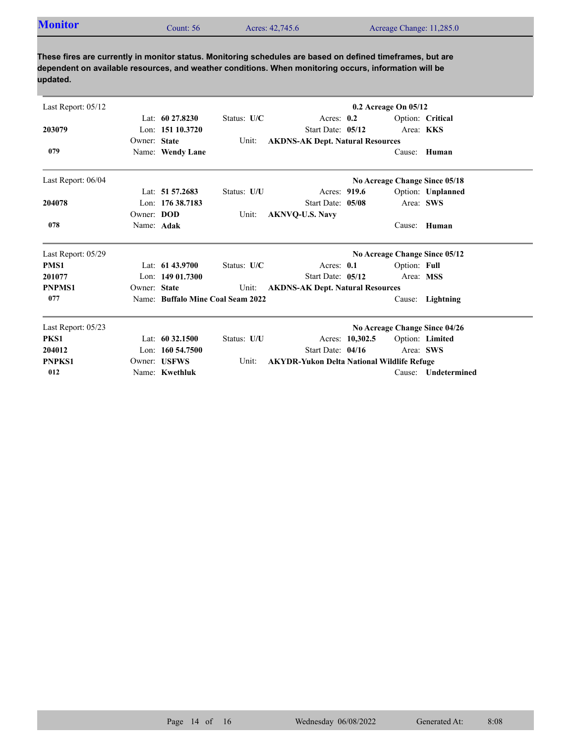## Monitor

Count: 56 | Acres: 42,745.6 | Acreage Change: 11,285.0

**These fires are currently in monitor status. Monitoring schedules are based on defined timeframes, but are dependent on available resources, and weather conditions. When monitoring occurs, information will be updated.**

---

Last Report: 05/12 — **0.2 Acreage On 05/12**

| | | | |
|---|---|---|---|
| **203079** | Lat: **60 27.8230** | Status: **U/C** | Acres: **0.2** | Option: **Critical** |
| **079** | Lon: **151 10.3720** | | Start Date: **05/12** | Area: **KKS** |
| | Owner: **State** | Unit: **AKDNS-AK Dept. Natural Resources** | | |
| | Name: **Wendy Lane** | | | Cause: **Human** |

---

Last Report: 06/04 — **No Acreage Change Since 05/18**

| | | | |
|---|---|---|---|
| **204078** | Lat: **51 57.2683** | Status: **U/U** | Acres: **919.6** | Option: **Unplanned** |
| **078** | Lon: **176 38.7183** | | Start Date: **05/08** | Area: **SWS** |
| | Owner: **DOD** | Unit: **AKNVQ-U.S. Navy** | | |
| | Name: **Adak** | | | Cause: **Human** |

---

Last Report: 05/29 — **No Acreage Change Since 05/12**

| | | | |
|---|---|---|---|
| **PMS1** | Lat: **61 43.9700** | Status: **U/C** | Acres: **0.1** | Option: **Full** |
| **201077** | Lon: **149 01.7300** | | Start Date: **05/12** | Area: **MSS** |
| **PNPMS1** | Owner: **State** | Unit: **AKDNS-AK Dept. Natural Resources** | | |
| **077** | Name: **Buffalo Mine Coal Seam 2022** | | | Cause: **Lightning** |

---

Last Report: 05/23 — **No Acreage Change Since 04/26**

| | | | |
|---|---|---|---|
| **PKS1** | Lat: **60 32.1500** | Status: **U/U** | Acres: **10,302.5** | Option: **Limited** |
| **204012** | Lon: **160 54.7500** | | Start Date: **04/16** | Area: **SWS** |
| **PNPKS1** | Owner: **USFWS** | Unit: **AKYDR-Yukon Delta National Wildlife Refuge** | | |
| **012** | Name: **Kwethluk** | | | Cause: **Undetermined** |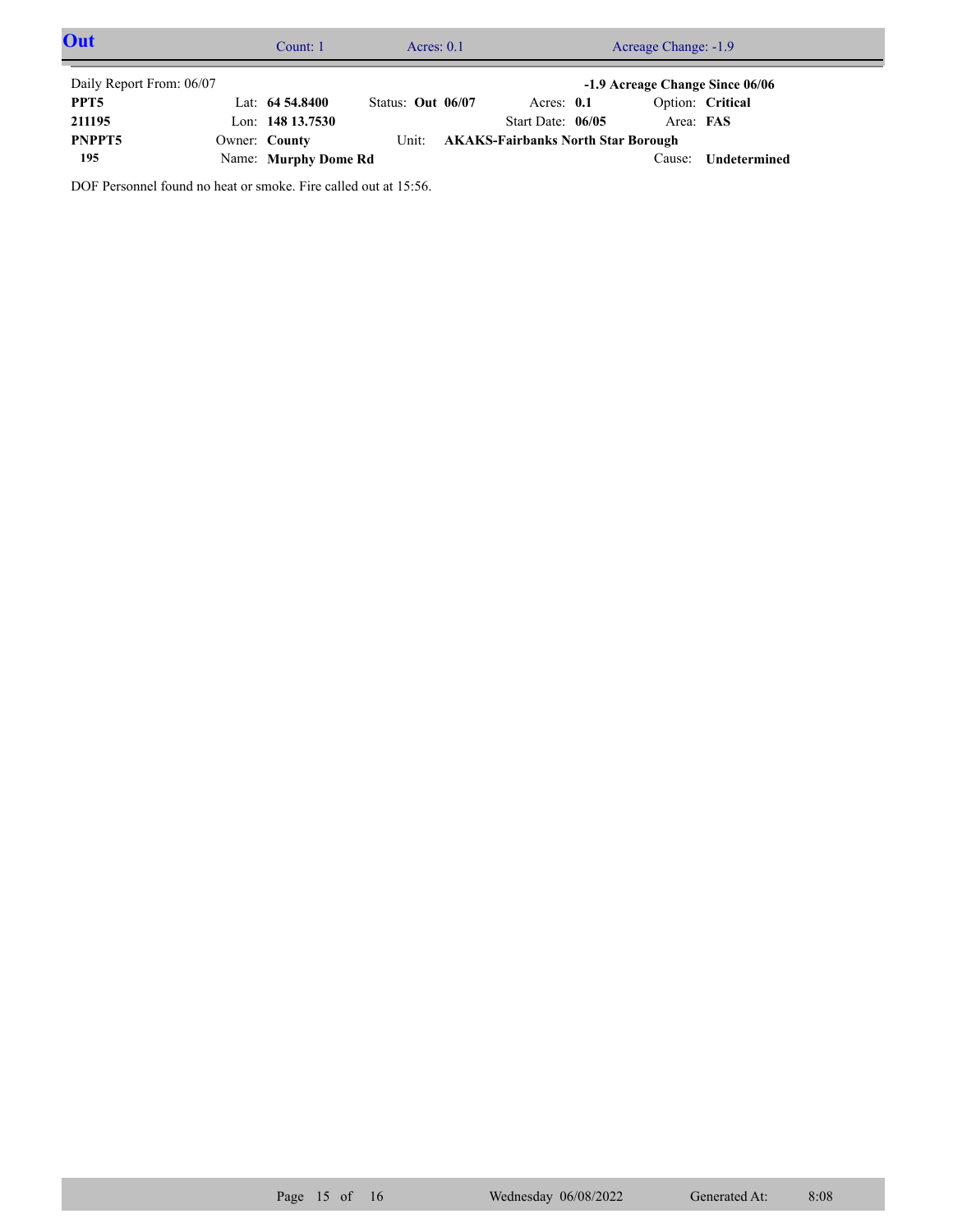## Out

Count: 1 | Acres: 0.1 | Acreage Change: -1.9

Daily Report From: 06/07

**-1.9 Acreage Change Since 06/06**

| | | | | | |
|---|---|---|---|---|---|
| **PPT5** | Lat: **64 54.8400** | Status: **Out 06/07** | Acres: **0.1** | Option: **Critical** | |
| **211195** | Lon: **148 13.7530** | | Start Date: **06/05** | Area: **FAS** | |
| **PNPPT5** | Owner: **County** | Unit: **AKAKS-Fairbanks North Star Borough** | | | |
| **195** | Name: **Murphy Dome Rd** | | | Cause: **Undetermined** | |

DOF Personnel found no heat or smoke. Fire called out at 15:56.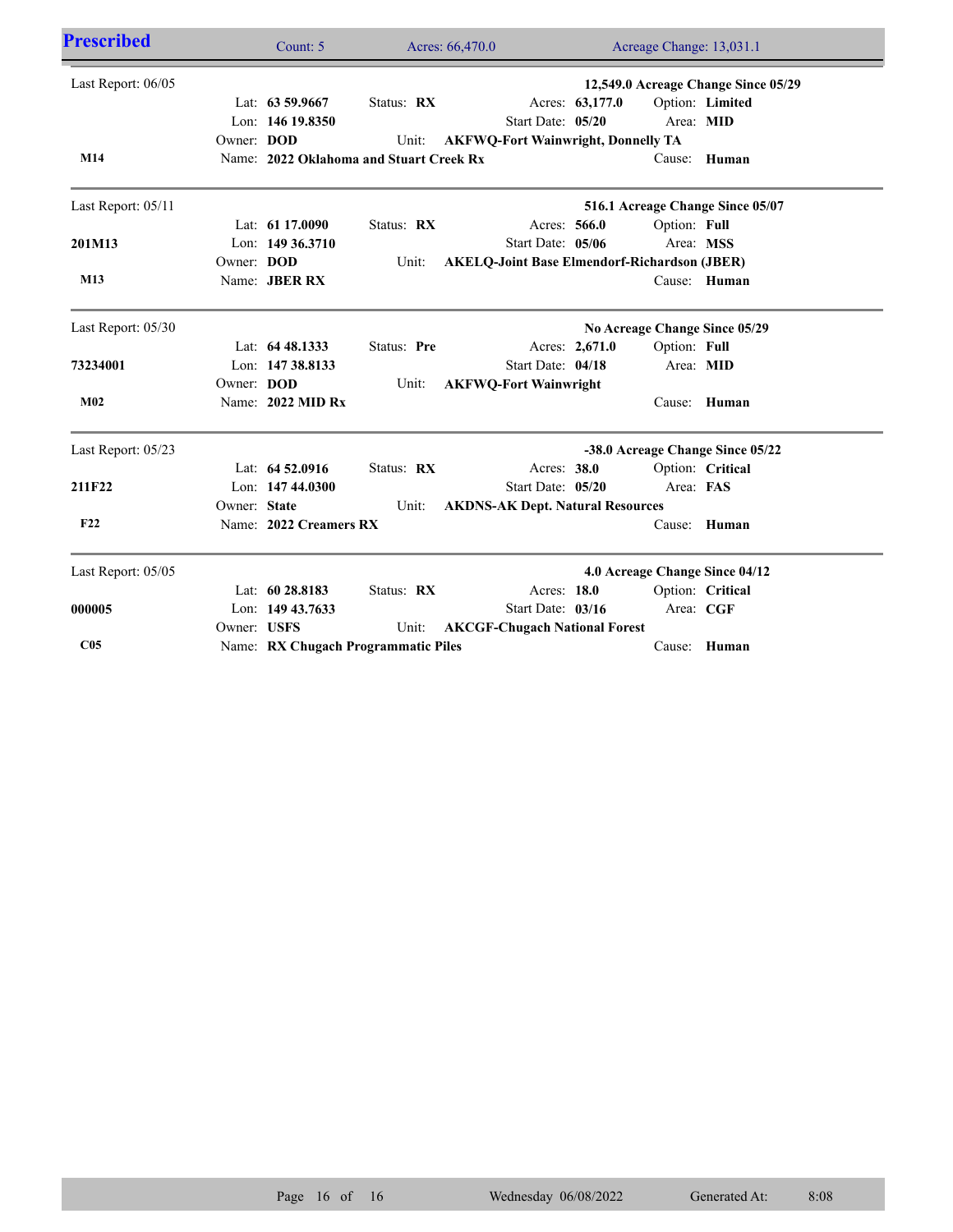## Prescribed

Count: 5 | Acres: 66,470.0 | Acreage Change: 13,031.1

---

Last Report: 06/05 | 12,549.0 Acreage Change Since 05/29

Lat: **63 59.9667** Status: **RX** Acres: **63,177.0** Option: **Limited**
Lon: **146 19.8350** Start Date: **05/20** Area: **MID**
Owner: **DOD** Unit: **AKFWQ-Fort Wainwright, Donnelly TA**
**M14** Name: **2022 Oklahoma and Stuart Creek Rx** Cause: **Human**

---

Last Report: 05/11 | 516.1 Acreage Change Since 05/07

**201M13**
Lat: **61 17.0090** Status: **RX** Acres: **566.0** Option: **Full**
Lon: **149 36.3710** Start Date: **05/06** Area: **MSS**
Owner: **DOD** Unit: **AKELQ-Joint Base Elmendorf-Richardson (JBER)**
**M13** Name: **JBER RX** Cause: **Human**

---

Last Report: 05/30 | No Acreage Change Since 05/29

**73234001**
Lat: **64 48.1333** Status: **Pre** Acres: **2,671.0** Option: **Full**
Lon: **147 38.8133** Start Date: **04/18** Area: **MID**
Owner: **DOD** Unit: **AKFWQ-Fort Wainwright**
**M02** Name: **2022 MID Rx** Cause: **Human**

---

Last Report: 05/23 | -38.0 Acreage Change Since 05/22

**211F22**
Lat: **64 52.0916** Status: **RX** Acres: **38.0** Option: **Critical**
Lon: **147 44.0300** Start Date: **05/20** Area: **FAS**
Owner: **State** Unit: **AKDNS-AK Dept. Natural Resources**
**F22** Name: **2022 Creamers RX** Cause: **Human**

---

Last Report: 05/05 | 4.0 Acreage Change Since 04/12

**000005**
Lat: **60 28.8183** Status: **RX** Acres: **18.0** Option: **Critical**
Lon: **149 43.7633** Start Date: **03/16** Area: **CGF**
Owner: **USFS** Unit: **AKCGF-Chugach National Forest**
**C05** Name: **RX Chugach Programmatic Piles** Cause: **Human**